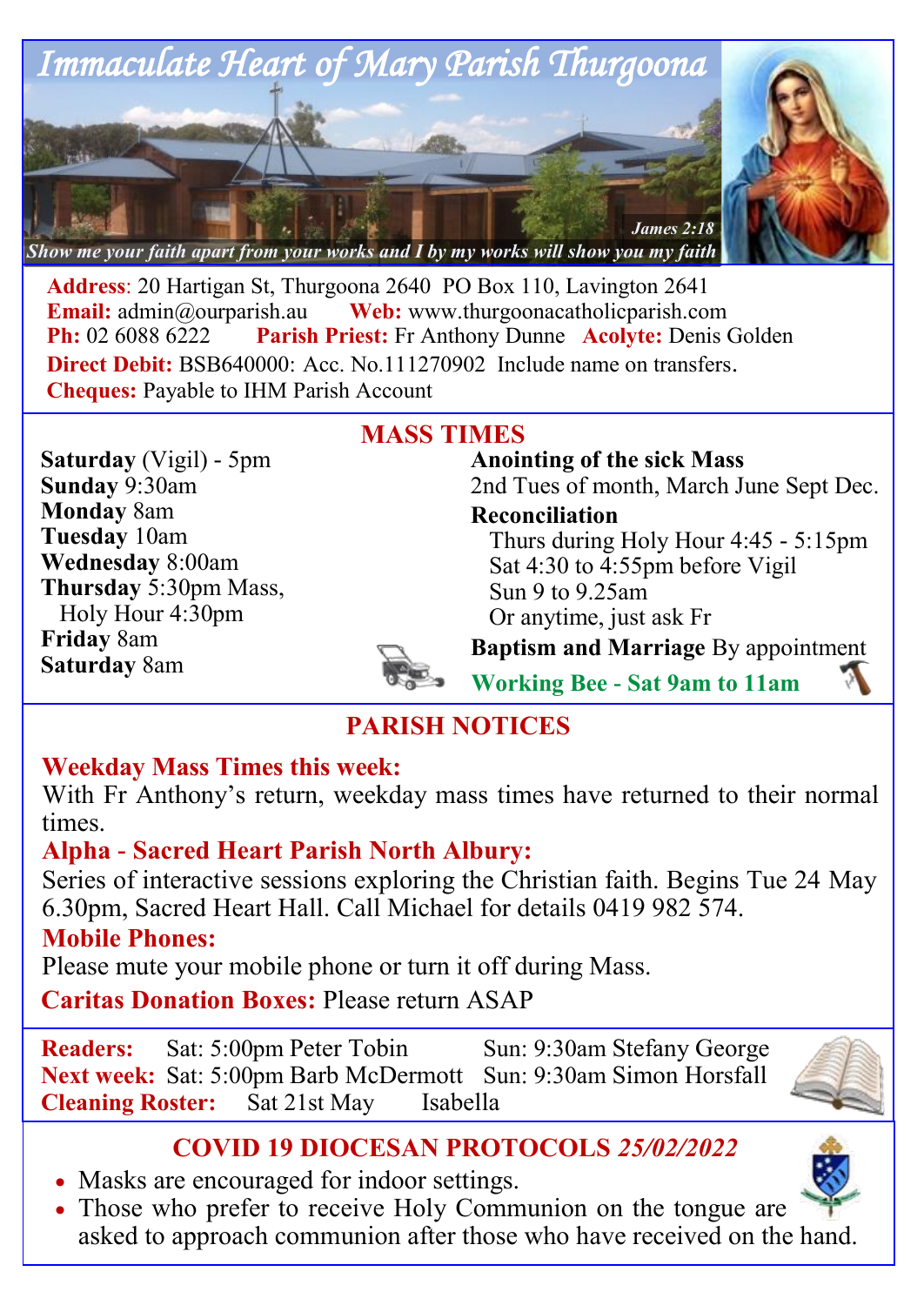# *Immaculate Heart of Mary Parish Thurgoona*

*Show me your faith apart from your works and I by my works will show you my faith* — *James 2:18*

**Address**: 20 Hartigan St, Thurgoona 2640 PO Box 110, Lavington 2641
**Email:** admin@ourparish.au **Web:** www.thurgoonacatholicparish.com
**Ph:** 02 6088 6222 **Parish Priest:** Fr Anthony Dunne **Acolyte:** Denis Golden
**Direct Debit:** BSB640000: Acc. No.111270902 Include name on transfers.
**Cheques:** Payable to IHM Parish Account

## MASS TIMES

**Saturday** (Vigil) - 5pm
**Sunday** 9:30am
**Monday** 8am
**Tuesday** 10am
**Wednesday** 8:00am
**Thursday** 5:30pm Mass, Holy Hour 4:30pm
**Friday** 8am
**Saturday** 8am

**Anointing of the sick Mass**
2nd Tues of month, March June Sept Dec.

**Reconciliation**
Thurs during Holy Hour 4:45 - 5:15pm
Sat 4:30 to 4:55pm before Vigil
Sun 9 to 9.25am
Or anytime, just ask Fr

**Baptism and Marriage** By appointment

**Working Bee - Sat 9am to 11am**

## PARISH NOTICES

**Weekday Mass Times this week:**
With Fr Anthony's return, weekday mass times have returned to their normal times.

**Alpha - Sacred Heart Parish North Albury:**
Series of interactive sessions exploring the Christian faith. Begins Tue 24 May 6.30pm, Sacred Heart Hall. Call Michael for details 0419 982 574.

**Mobile Phones:**
Please mute your mobile phone or turn it off during Mass.

**Caritas Donation Boxes:** Please return ASAP

**Readers:** Sat: 5:00pm Peter Tobin Sun: 9:30am Stefany George
**Next week:** Sat: 5:00pm Barb McDermott Sun: 9:30am Simon Horsfall
**Cleaning Roster:** Sat 21st May Isabella

## COVID 19 DIOCESAN PROTOCOLS *25/02/2022*

- Masks are encouraged for indoor settings.
- Those who prefer to receive Holy Communion on the tongue are asked to approach communion after those who have received on the hand.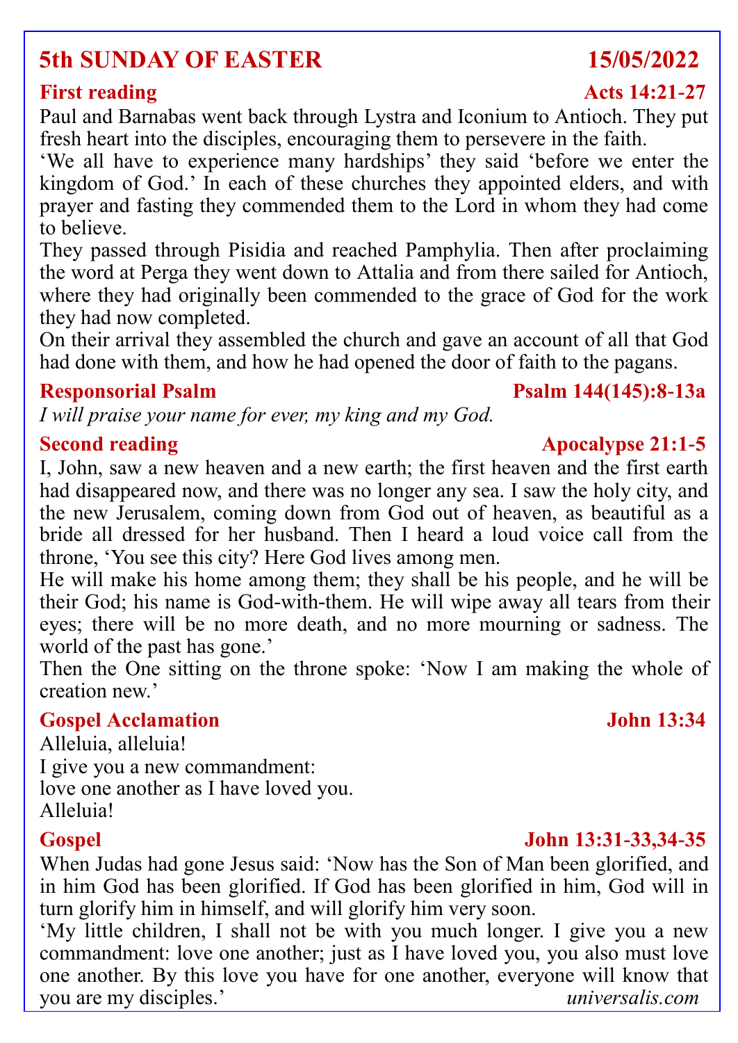# 5th SUNDAY OF EASTER 15/05/2022

## First reading — Acts 14:21-27

Paul and Barnabas went back through Lystra and Iconium to Antioch. They put fresh heart into the disciples, encouraging them to persevere in the faith.

'We all have to experience many hardships' they said 'before we enter the kingdom of God.' In each of these churches they appointed elders, and with prayer and fasting they commended them to the Lord in whom they had come to believe.

They passed through Pisidia and reached Pamphylia. Then after proclaiming the word at Perga they went down to Attalia and from there sailed for Antioch, where they had originally been commended to the grace of God for the work they had now completed.

On their arrival they assembled the church and gave an account of all that God had done with them, and how he had opened the door of faith to the pagans.

## Responsorial Psalm — Psalm 144(145):8-13a

*I will praise your name for ever, my king and my God.*

## Second reading — Apocalypse 21:1-5

I, John, saw a new heaven and a new earth; the first heaven and the first earth had disappeared now, and there was no longer any sea. I saw the holy city, and the new Jerusalem, coming down from God out of heaven, as beautiful as a bride all dressed for her husband. Then I heard a loud voice call from the throne, 'You see this city? Here God lives among men.

He will make his home among them; they shall be his people, and he will be their God; his name is God-with-them. He will wipe away all tears from their eyes; there will be no more death, and no more mourning or sadness. The world of the past has gone.'

Then the One sitting on the throne spoke: 'Now I am making the whole of creation new.'

## Gospel Acclamation — John 13:34

Alleluia, alleluia!
I give you a new commandment:
love one another as I have loved you.
Alleluia!

## Gospel — John 13:31-33,34-35

When Judas had gone Jesus said: 'Now has the Son of Man been glorified, and in him God has been glorified. If God has been glorified in him, God will in turn glorify him in himself, and will glorify him very soon.

'My little children, I shall not be with you much longer. I give you a new commandment: love one another; just as I have loved you, you also must love one another. By this love you have for one another, everyone will know that you are my disciples.'

*universalis.com*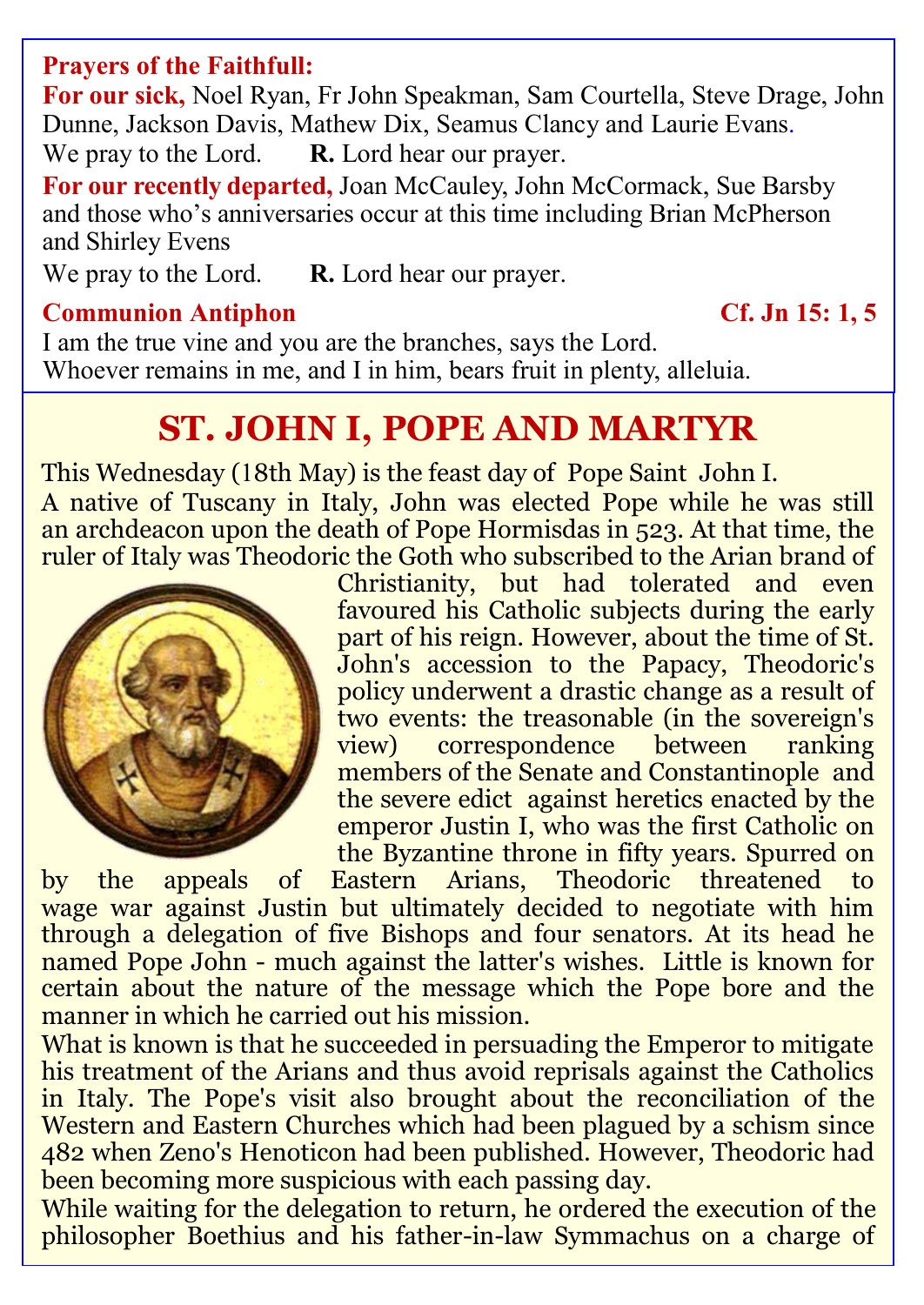**Prayers of the Faithfull:**

**For our sick,** Noel Ryan, Fr John Speakman, Sam Courtella, Steve Drage, John Dunne, Jackson Davis, Mathew Dix, Seamus Clancy and Laurie Evans.

We pray to the Lord. **R.** Lord hear our prayer.

**For our recently departed,** Joan McCauley, John McCormack, Sue Barsby and those who's anniversaries occur at this time including Brian McPherson and Shirley Evens

We pray to the Lord. **R.** Lord hear our prayer.

**Communion Antiphon** **Cf. Jn 15: 1, 5**

I am the true vine and you are the branches, says the Lord.
Whoever remains in me, and I in him, bears fruit in plenty, alleluia.

# ST. JOHN I, POPE AND MARTYR

This Wednesday (18th May) is the feast day of Pope Saint John I.

A native of Tuscany in Italy, John was elected Pope while he was still an archdeacon upon the death of Pope Hormisdas in 523. At that time, the ruler of Italy was Theodoric the Goth who subscribed to the Arian brand of Christianity, but had tolerated and even favoured his Catholic subjects during the early part of his reign. However, about the time of St. John's accession to the Papacy, Theodoric's policy underwent a drastic change as a result of two events: the treasonable (in the sovereign's view) correspondence between ranking members of the Senate and Constantinople and the severe edict against heretics enacted by the emperor Justin I, who was the first Catholic on the Byzantine throne in fifty years. Spurred on by the appeals of Eastern Arians, Theodoric threatened to wage war against Justin but ultimately decided to negotiate with him through a delegation of five Bishops and four senators. At its head he named Pope John - much against the latter's wishes. Little is known for certain about the nature of the message which the Pope bore and the manner in which he carried out his mission.

What is known is that he succeeded in persuading the Emperor to mitigate his treatment of the Arians and thus avoid reprisals against the Catholics in Italy. The Pope's visit also brought about the reconciliation of the Western and Eastern Churches which had been plagued by a schism since 482 when Zeno's Henoticon had been published. However, Theodoric had been becoming more suspicious with each passing day.

While waiting for the delegation to return, he ordered the execution of the philosopher Boethius and his father-in-law Symmachus on a charge of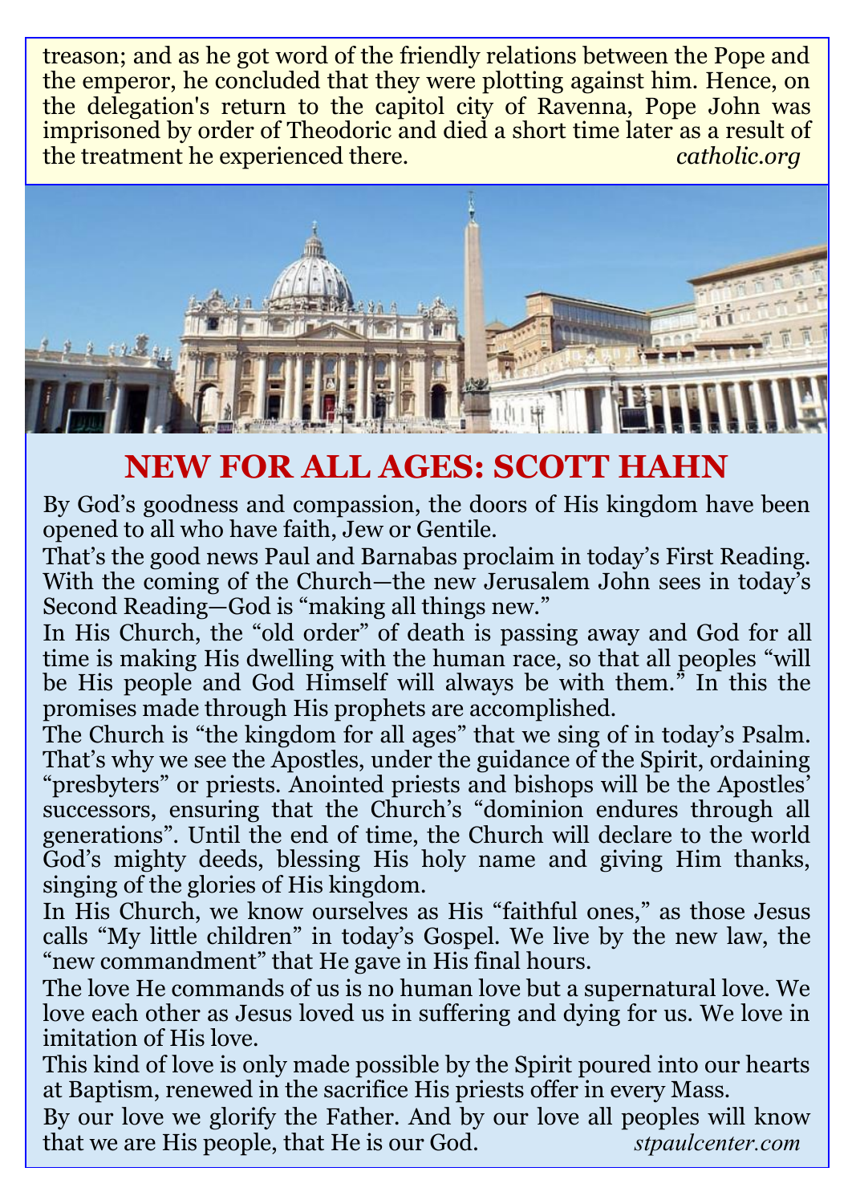treason; and as he got word of the friendly relations between the Pope and the emperor, he concluded that they were plotting against him. Hence, on the delegation's return to the capitol city of Ravenna, Pope John was imprisoned by order of Theodoric and died a short time later as a result of the treatment he experienced there. *catholic.org*

## NEW FOR ALL AGES: SCOTT HAHN

By God's goodness and compassion, the doors of His kingdom have been opened to all who have faith, Jew or Gentile.

That's the good news Paul and Barnabas proclaim in today's First Reading. With the coming of the Church—the new Jerusalem John sees in today's Second Reading—God is "making all things new."

In His Church, the "old order" of death is passing away and God for all time is making His dwelling with the human race, so that all peoples "will be His people and God Himself will always be with them." In this the promises made through His prophets are accomplished.

The Church is "the kingdom for all ages" that we sing of in today's Psalm. That's why we see the Apostles, under the guidance of the Spirit, ordaining "presbyters" or priests. Anointed priests and bishops will be the Apostles' successors, ensuring that the Church's "dominion endures through all generations". Until the end of time, the Church will declare to the world God's mighty deeds, blessing His holy name and giving Him thanks, singing of the glories of His kingdom.

In His Church, we know ourselves as His "faithful ones," as those Jesus calls "My little children" in today's Gospel. We live by the new law, the "new commandment" that He gave in His final hours.

The love He commands of us is no human love but a supernatural love. We love each other as Jesus loved us in suffering and dying for us. We love in imitation of His love.

This kind of love is only made possible by the Spirit poured into our hearts at Baptism, renewed in the sacrifice His priests offer in every Mass.

By our love we glorify the Father. And by our love all peoples will know that we are His people, that He is our God. *stpaulcenter.com*